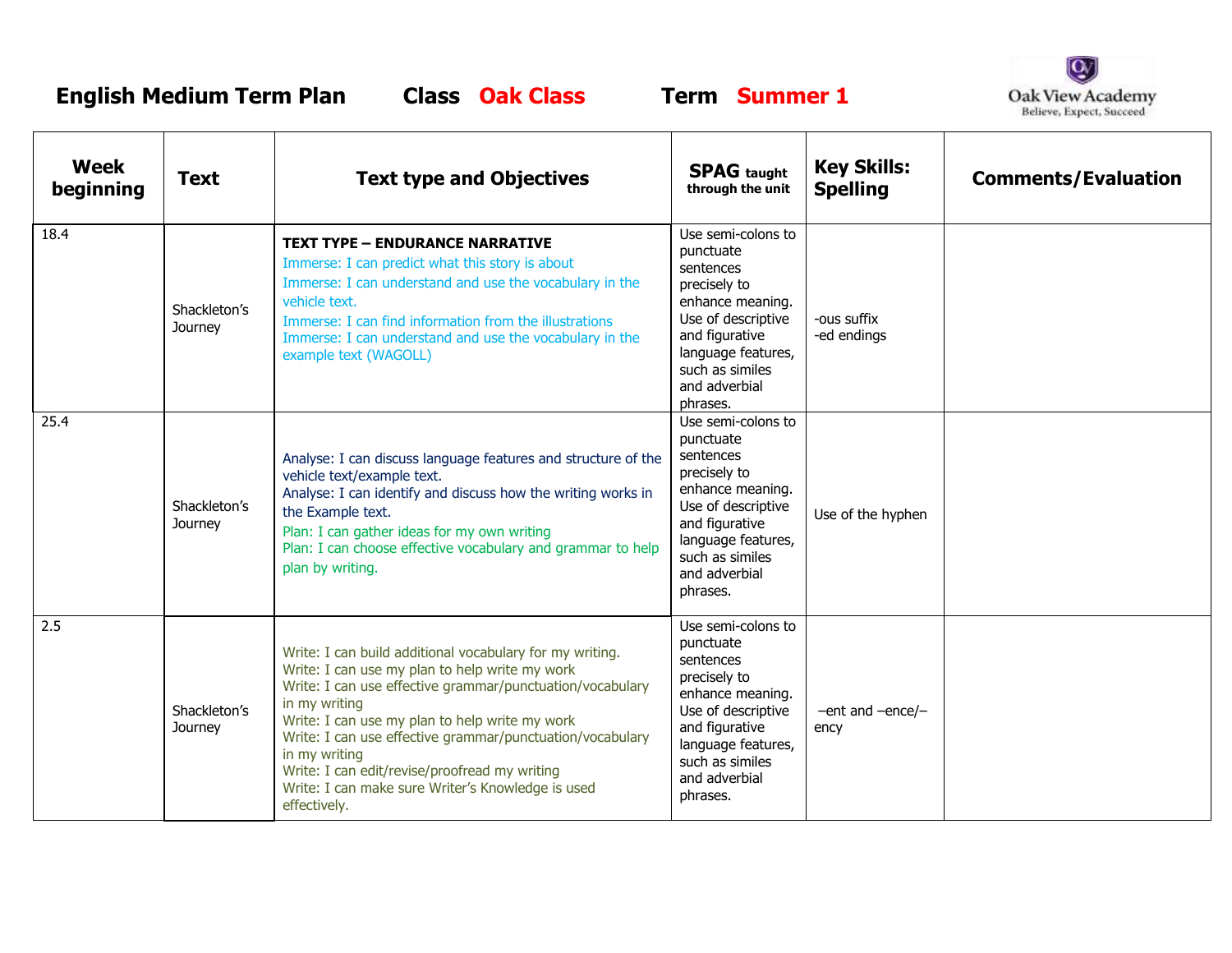# English Medium Term Plan     Class Oak Class     Term Summer 1

Oak View Academy
Believe, Expect, Succeed

| Week beginning | Text | Text type and Objectives | SPAG taught through the unit | Key Skills: Spelling | Comments/Evaluation |
|---|---|---|---|---|---|
| 18.4 | Shackleton's Journey | **TEXT TYPE – ENDURANCE NARRATIVE**<br>Immerse: I can predict what this story is about<br>Immerse: I can understand and use the vocabulary in the vehicle text.<br>Immerse: I can find information from the illustrations<br>Immerse: I can understand and use the vocabulary in the example text (WAGOLL) | Use semi-colons to punctuate sentences precisely to enhance meaning. Use of descriptive and figurative language features, such as similes and adverbial phrases. | -ous suffix<br>-ed endings | |
| 25.4 | Shackleton's Journey | Analyse: I can discuss language features and structure of the vehicle text/example text.<br>Analyse: I can identify and discuss how the writing works in the Example text.<br>Plan: I can gather ideas for my own writing<br>Plan: I can choose effective vocabulary and grammar to help plan by writing. | Use semi-colons to punctuate sentences precisely to enhance meaning. Use of descriptive and figurative language features, such as similes and adverbial phrases. | Use of the hyphen | |
| 2.5 | Shackleton's Journey | Write: I can build additional vocabulary for my writing.<br>Write: I can use my plan to help write my work<br>Write: I can use effective grammar/punctuation/vocabulary in my writing<br>Write: I can use my plan to help write my work<br>Write: I can use effective grammar/punctuation/vocabulary in my writing<br>Write: I can edit/revise/proofread my writing<br>Write: I can make sure Writer's Knowledge is used effectively. | Use semi-colons to punctuate sentences precisely to enhance meaning. Use of descriptive and figurative language features, such as similes and adverbial phrases. | –ent and –ence/–ency | |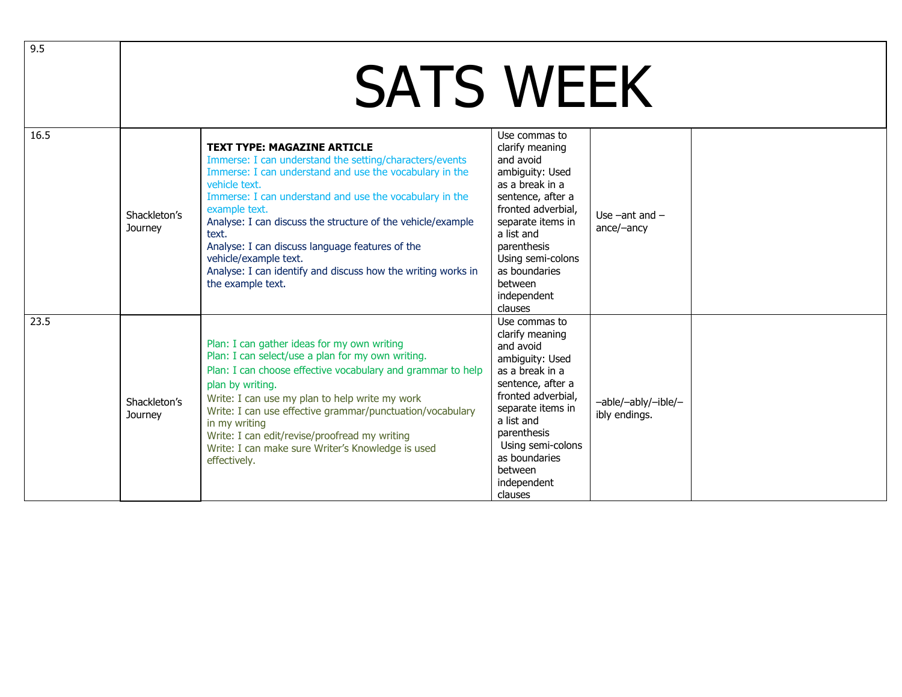| | | | | | |
|---|---|---|---|---|---|
| 9.5 | SATS WEEK | | | | |
| 16.5 | Shackleton's Journey | **TEXT TYPE: MAGAZINE ARTICLE**<br>Immerse: I can understand the setting/characters/events<br>Immerse: I can understand and use the vocabulary in the vehicle text.<br>Immerse: I can understand and use the vocabulary in the example text.<br>Analyse: I can discuss the structure of the vehicle/example text.<br>Analyse: I can discuss language features of the vehicle/example text.<br>Analyse: I can identify and discuss how the writing works in the example text. | Use commas to clarify meaning and avoid ambiguity: Used as a break in a sentence, after a fronted adverbial, separate items in a list and parenthesis<br>Using semi-colons as boundaries between independent clauses | Use –ant and –ance/–ancy | |
| 23.5 | Shackleton's Journey | Plan: I can gather ideas for my own writing<br>Plan: I can select/use a plan for my own writing.<br>Plan: I can choose effective vocabulary and grammar to help plan by writing.<br>Write: I can use my plan to help write my work<br>Write: I can use effective grammar/punctuation/vocabulary in my writing<br>Write: I can edit/revise/proofread my writing<br>Write: I can make sure Writer's Knowledge is used effectively. | Use commas to clarify meaning and avoid ambiguity: Used as a break in a sentence, after a fronted adverbial, separate items in a list and parenthesis<br>Using semi-colons as boundaries between independent clauses | –able/–ably/–ible/–ibly endings. | |